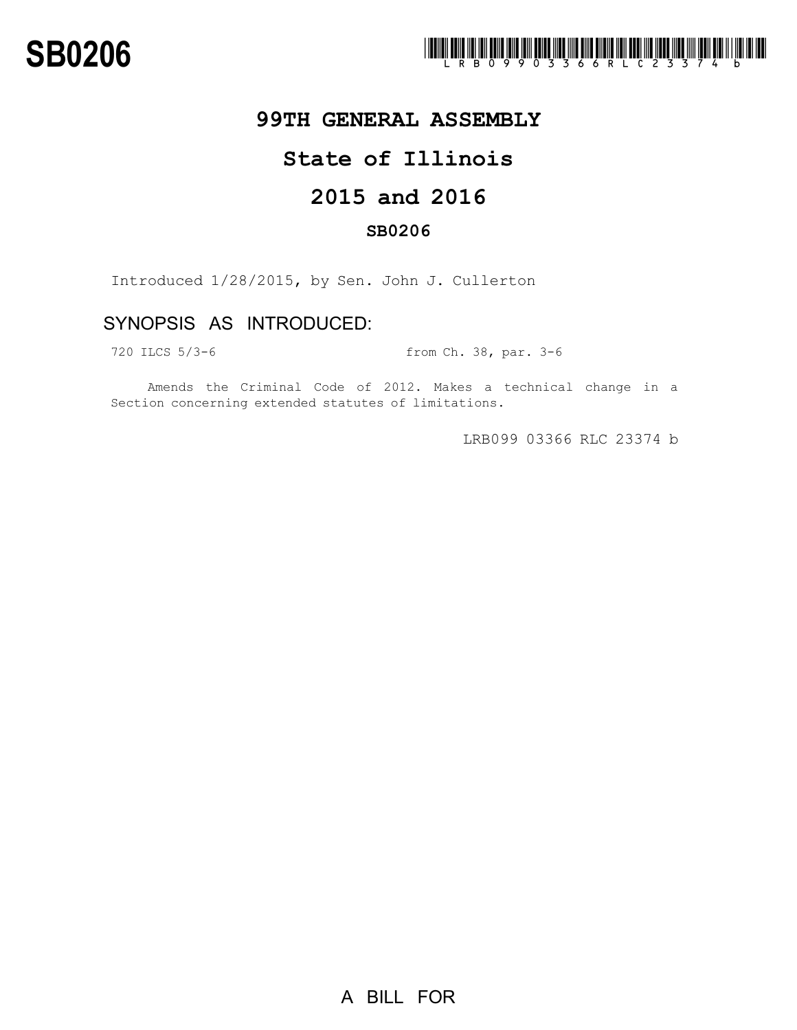# SB0206

LRB099 03366 RLC 23374 b

## 99TH GENERAL ASSEMBLY

## State of Illinois

## 2015 and 2016

### SB0206

Introduced 1/28/2015, by Sen. John J. Cullerton

## SYNOPSIS AS INTRODUCED:

720 ILCS 5/3-6 from Ch. 38, par. 3-6

Amends the Criminal Code of 2012. Makes a technical change in a Section concerning extended statutes of limitations.

LRB099 03366 RLC 23374 b

A BILL FOR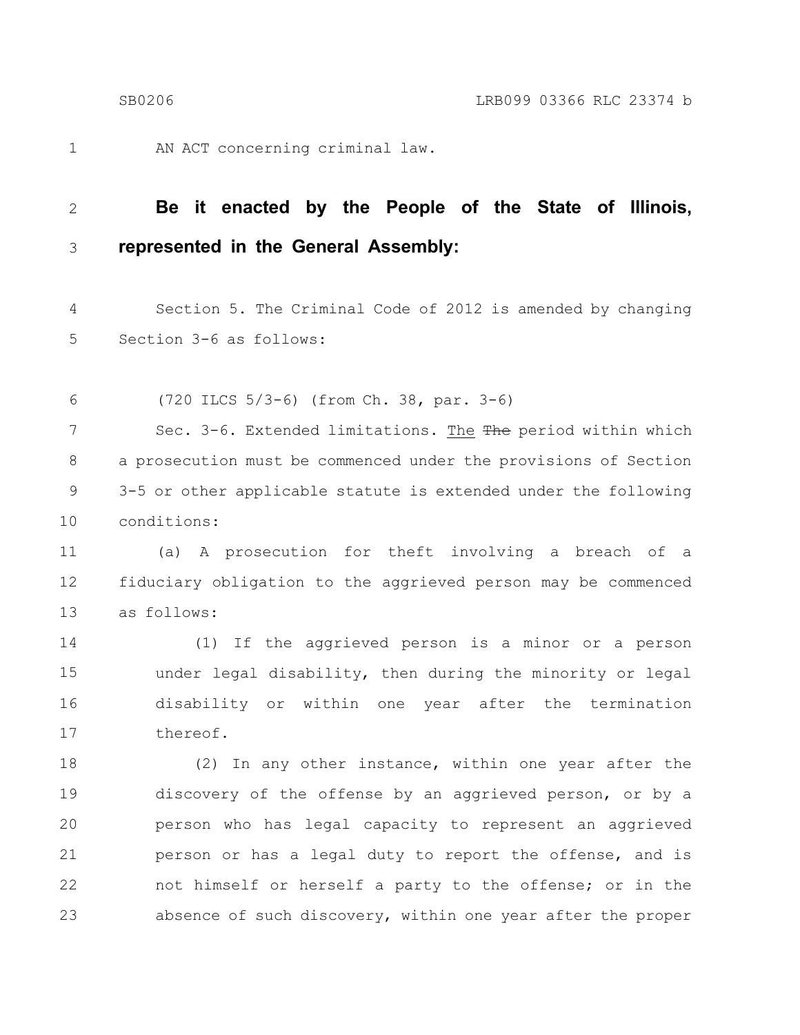AN ACT concerning criminal law.

**Be it enacted by the People of the State of Illinois, represented in the General Assembly:**

Section 5. The Criminal Code of 2012 is amended by changing Section 3-6 as follows:

(720 ILCS 5/3-6) (from Ch. 38, par. 3-6)

Sec. 3-6. Extended limitations. The ~~The~~ period within which a prosecution must be commenced under the provisions of Section 3-5 or other applicable statute is extended under the following conditions:

(a) A prosecution for theft involving a breach of a fiduciary obligation to the aggrieved person may be commenced as follows:

(1) If the aggrieved person is a minor or a person under legal disability, then during the minority or legal disability or within one year after the termination thereof.

(2) In any other instance, within one year after the discovery of the offense by an aggrieved person, or by a person who has legal capacity to represent an aggrieved person or has a legal duty to report the offense, and is not himself or herself a party to the offense; or in the absence of such discovery, within one year after the proper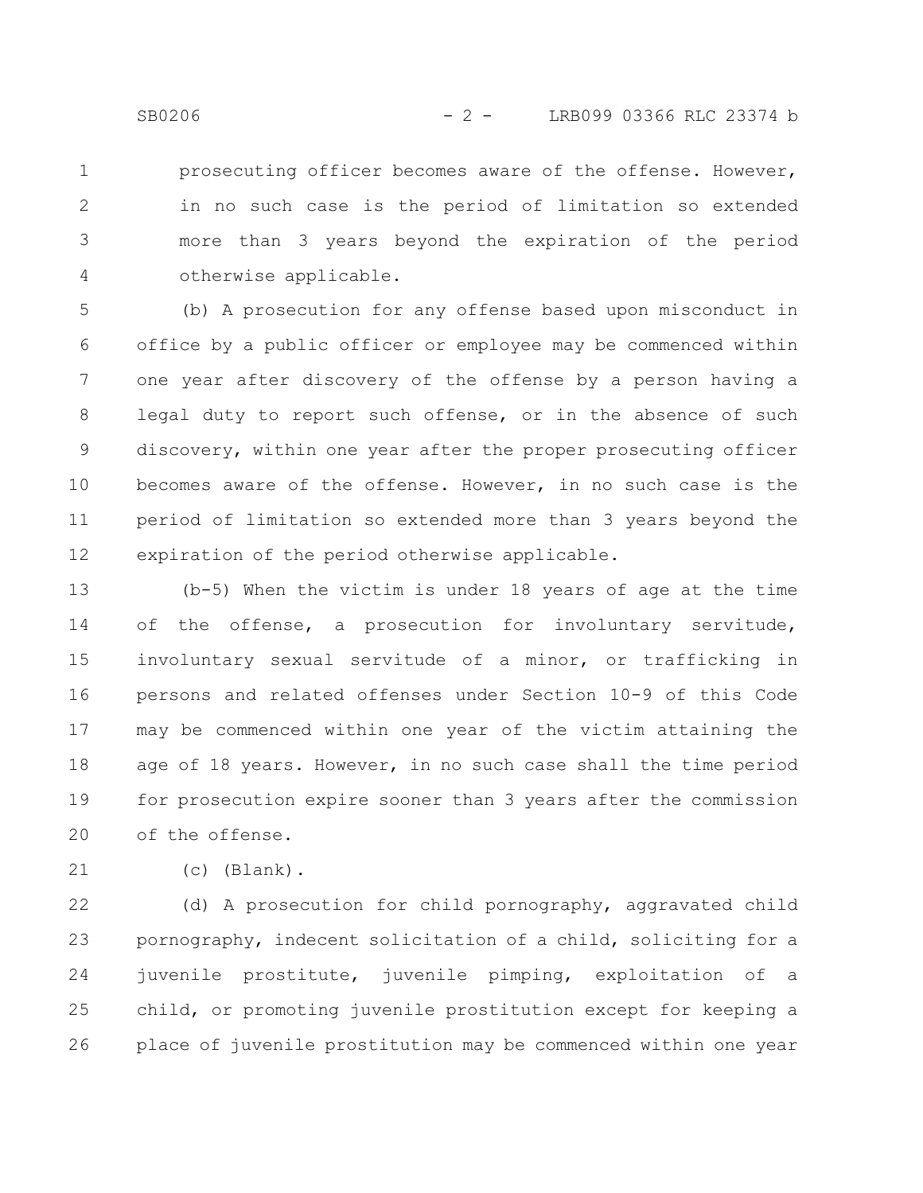prosecuting officer becomes aware of the offense. However, in no such case is the period of limitation so extended more than 3 years beyond the expiration of the period otherwise applicable.

(b) A prosecution for any offense based upon misconduct in office by a public officer or employee may be commenced within one year after discovery of the offense by a person having a legal duty to report such offense, or in the absence of such discovery, within one year after the proper prosecuting officer becomes aware of the offense. However, in no such case is the period of limitation so extended more than 3 years beyond the expiration of the period otherwise applicable.

(b-5) When the victim is under 18 years of age at the time of the offense, a prosecution for involuntary servitude, involuntary sexual servitude of a minor, or trafficking in persons and related offenses under Section 10-9 of this Code may be commenced within one year of the victim attaining the age of 18 years. However, in no such case shall the time period for prosecution expire sooner than 3 years after the commission of the offense.

(c) (Blank).

(d) A prosecution for child pornography, aggravated child pornography, indecent solicitation of a child, soliciting for a juvenile prostitute, juvenile pimping, exploitation of a child, or promoting juvenile prostitution except for keeping a place of juvenile prostitution may be commenced within one year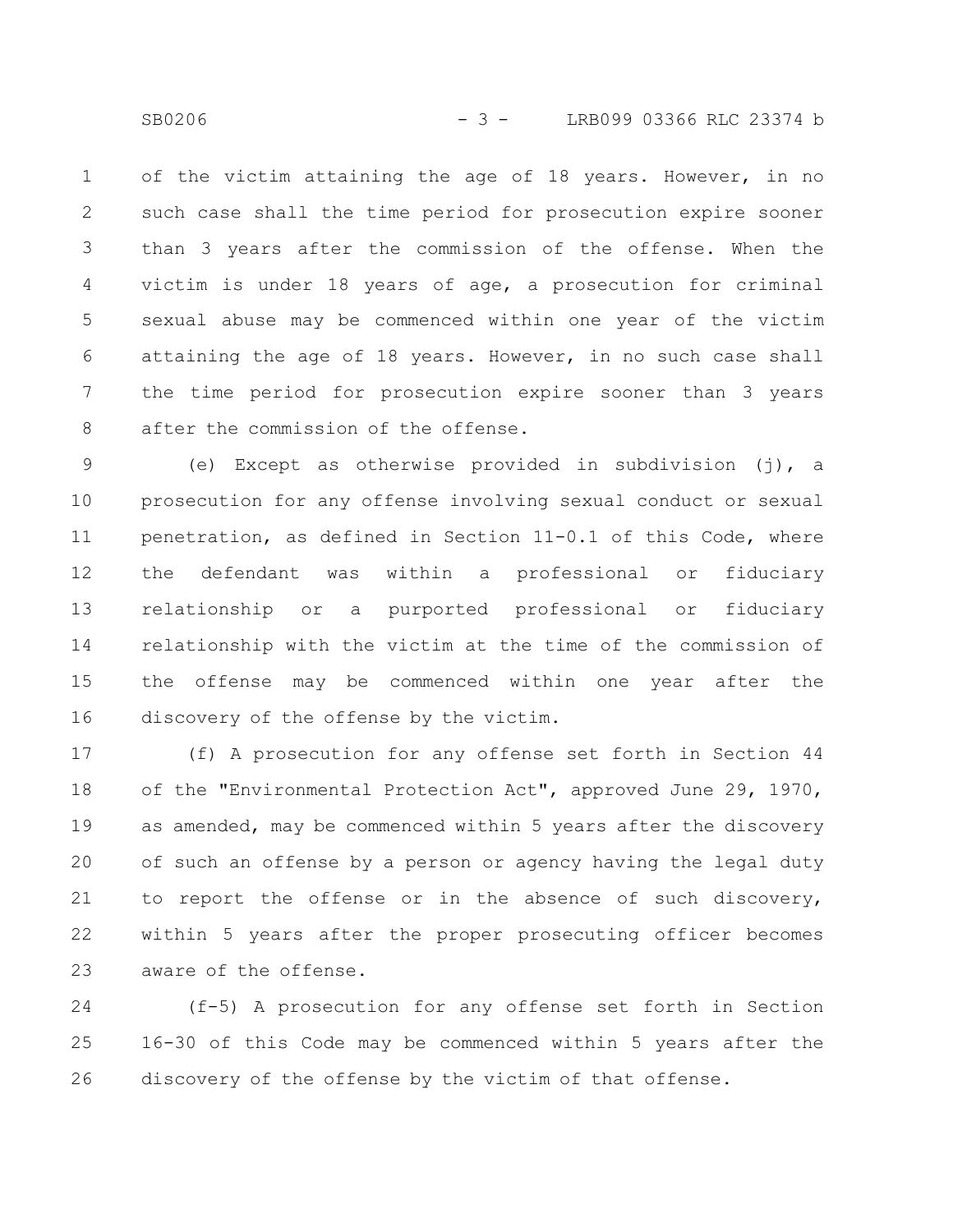of the victim attaining the age of 18 years. However, in no such case shall the time period for prosecution expire sooner than 3 years after the commission of the offense. When the victim is under 18 years of age, a prosecution for criminal sexual abuse may be commenced within one year of the victim attaining the age of 18 years. However, in no such case shall the time period for prosecution expire sooner than 3 years after the commission of the offense.

(e) Except as otherwise provided in subdivision (j), a prosecution for any offense involving sexual conduct or sexual penetration, as defined in Section 11-0.1 of this Code, where the defendant was within a professional or fiduciary relationship or a purported professional or fiduciary relationship with the victim at the time of the commission of the offense may be commenced within one year after the discovery of the offense by the victim.

(f) A prosecution for any offense set forth in Section 44 of the "Environmental Protection Act", approved June 29, 1970, as amended, may be commenced within 5 years after the discovery of such an offense by a person or agency having the legal duty to report the offense or in the absence of such discovery, within 5 years after the proper prosecuting officer becomes aware of the offense.

(f-5) A prosecution for any offense set forth in Section 16-30 of this Code may be commenced within 5 years after the discovery of the offense by the victim of that offense.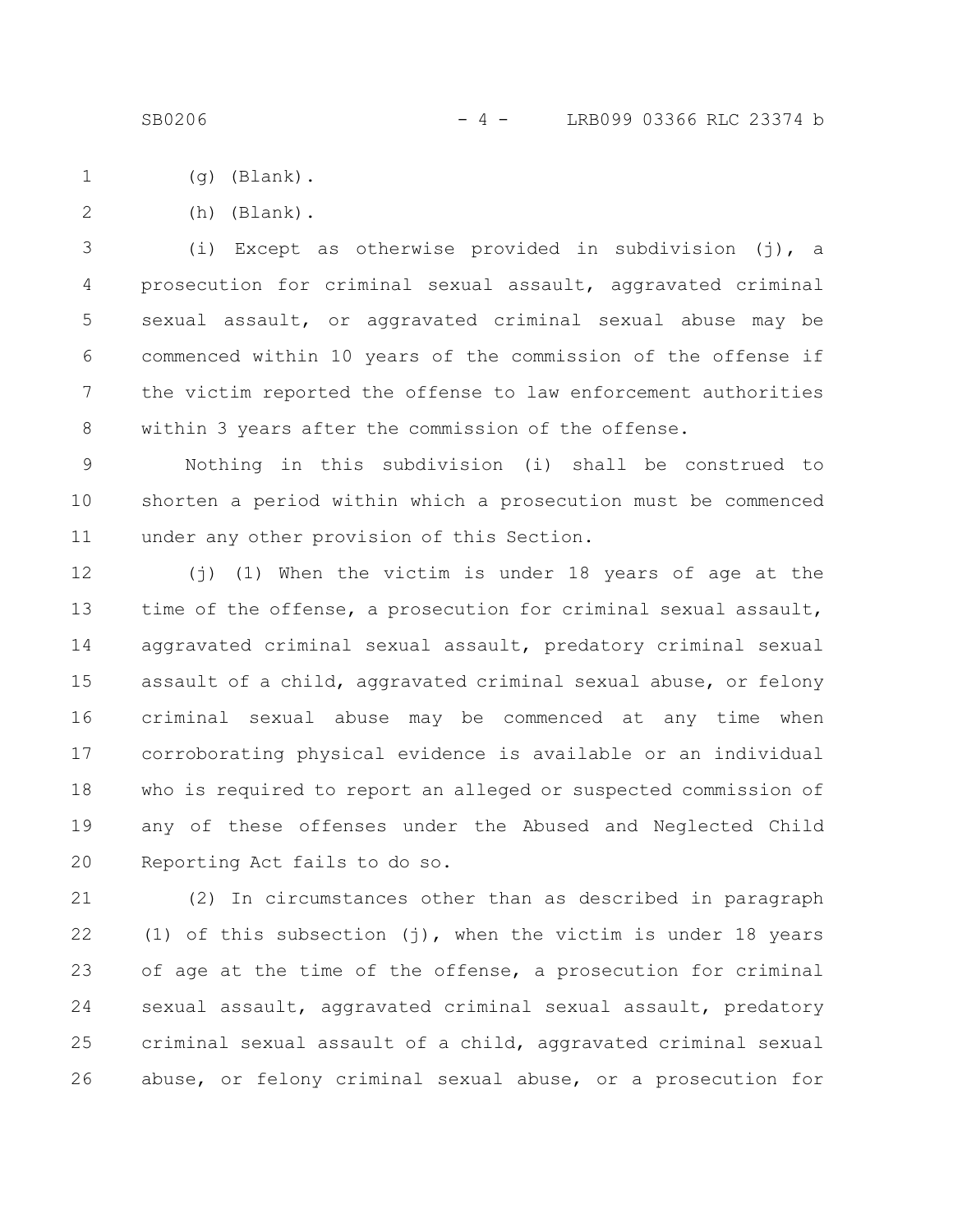(g) (Blank).

(h) (Blank).

(i) Except as otherwise provided in subdivision (j), a prosecution for criminal sexual assault, aggravated criminal sexual assault, or aggravated criminal sexual abuse may be commenced within 10 years of the commission of the offense if the victim reported the offense to law enforcement authorities within 3 years after the commission of the offense.

Nothing in this subdivision (i) shall be construed to shorten a period within which a prosecution must be commenced under any other provision of this Section.

(j) (1) When the victim is under 18 years of age at the time of the offense, a prosecution for criminal sexual assault, aggravated criminal sexual assault, predatory criminal sexual assault of a child, aggravated criminal sexual abuse, or felony criminal sexual abuse may be commenced at any time when corroborating physical evidence is available or an individual who is required to report an alleged or suspected commission of any of these offenses under the Abused and Neglected Child Reporting Act fails to do so.

(2) In circumstances other than as described in paragraph (1) of this subsection (j), when the victim is under 18 years of age at the time of the offense, a prosecution for criminal sexual assault, aggravated criminal sexual assault, predatory criminal sexual assault of a child, aggravated criminal sexual abuse, or felony criminal sexual abuse, or a prosecution for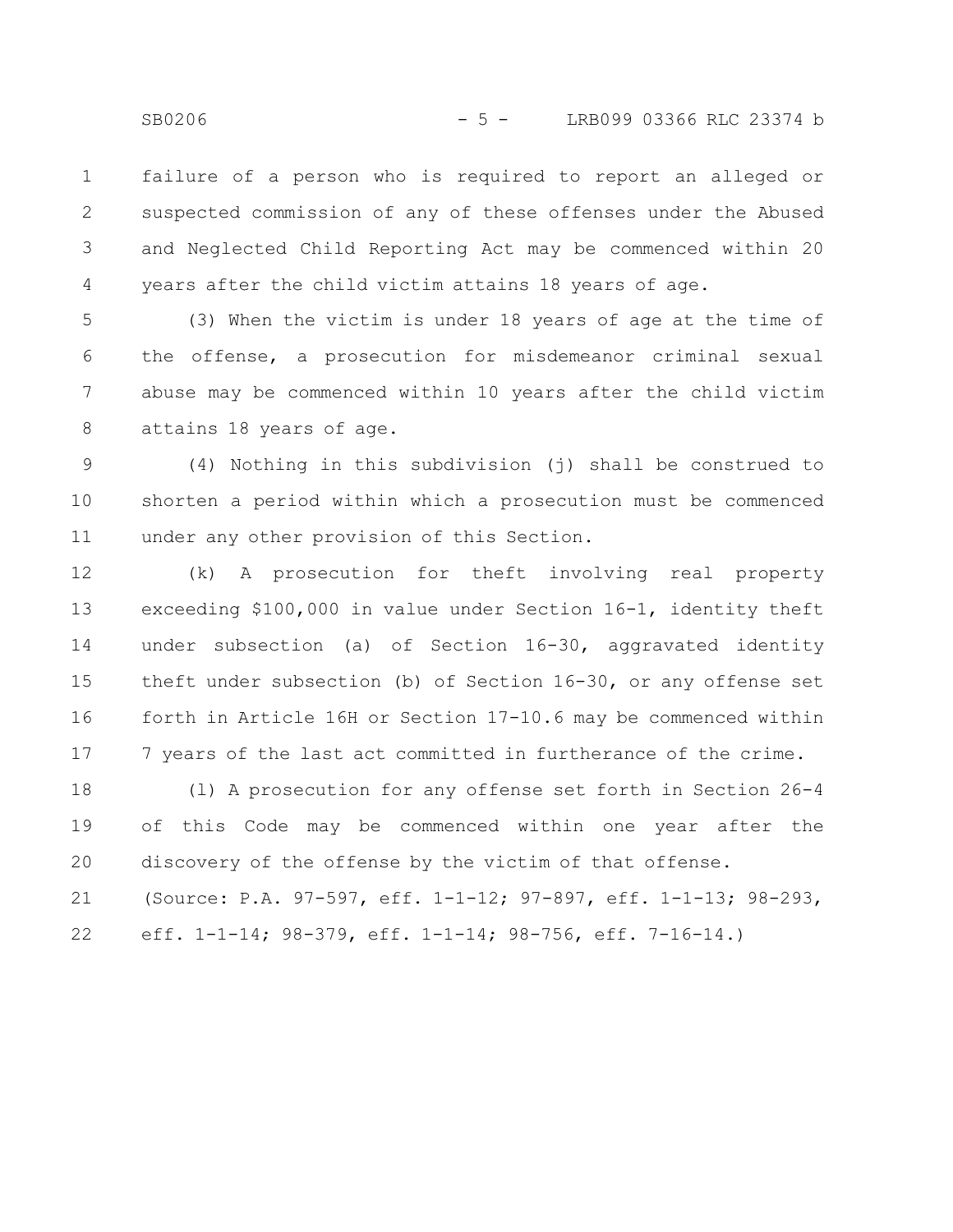failure of a person who is required to report an alleged or suspected commission of any of these offenses under the Abused and Neglected Child Reporting Act may be commenced within 20 years after the child victim attains 18 years of age.

(3) When the victim is under 18 years of age at the time of the offense, a prosecution for misdemeanor criminal sexual abuse may be commenced within 10 years after the child victim attains 18 years of age.

(4) Nothing in this subdivision (j) shall be construed to shorten a period within which a prosecution must be commenced under any other provision of this Section.

(k) A prosecution for theft involving real property exceeding $100,000 in value under Section 16-1, identity theft under subsection (a) of Section 16-30, aggravated identity theft under subsection (b) of Section 16-30, or any offense set forth in Article 16H or Section 17-10.6 may be commenced within 7 years of the last act committed in furtherance of the crime.

(l) A prosecution for any offense set forth in Section 26-4 of this Code may be commenced within one year after the discovery of the offense by the victim of that offense.

(Source: P.A. 97-597, eff. 1-1-12; 97-897, eff. 1-1-13; 98-293, eff. 1-1-14; 98-379, eff. 1-1-14; 98-756, eff. 7-16-14.)